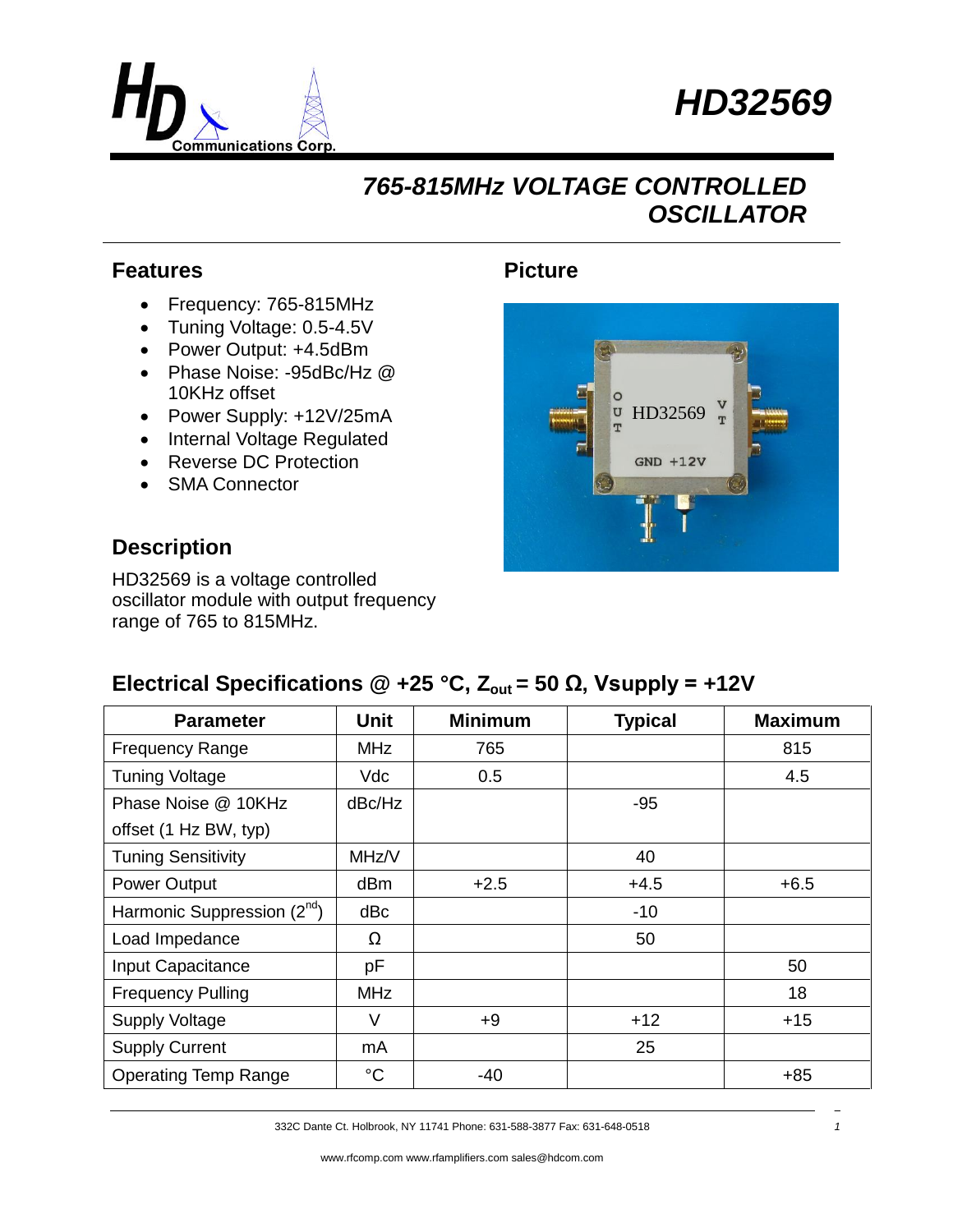# HD32569

## 765-815MHz VOLTAGE CONTROLLED OSCILLATOR

### Features

- Frequency: 765-815MHz
- Tuning Voltage: 0.5-4.5V
- Power Output: +4.5dBm
- Phase Noise: -95dBc/Hz @ 10KHz offset
- Power Supply: +12V/25mA
- Internal Voltage Regulated
- Reverse DC Protection
- SMA Connector

### Picture

### Description

HD32569 is a voltage controlled oscillator module with output frequency range of 765 to 815MHz.

### Electrical Specifications @ +25 °C, $Z_{out}$ = 50 Ω, Vsupply = +12V

| Parameter | Unit | Minimum | Typical | Maximum |
|---|---|---|---|---|
| Frequency Range | MHz | 765 | | 815 |
| Tuning Voltage | Vdc | 0.5 | | 4.5 |
| Phase Noise @ 10KHz offset (1 Hz BW, typ) | dBc/Hz | | -95 | |
| Tuning Sensitivity | MHz/V | | 40 | |
| Power Output | dBm | +2.5 | +4.5 | +6.5 |
| Harmonic Suppression ($2^{nd}$) | dBc | | -10 | |
| Load Impedance | Ω | | 50 | |
| Input Capacitance | pF | | | 50 |
| Frequency Pulling | MHz | | | 18 |
| Supply Voltage | V | +9 | +12 | +15 |
| Supply Current | mA | | 25 | |
| Operating Temp Range | °C | -40 | | +85 |

332C Dante Ct. Holbrook, NY 11741 Phone: 631-588-3877 Fax: 631-648-0518

www.rfcomp.com www.rfamplifiers.com sales@hdcom.com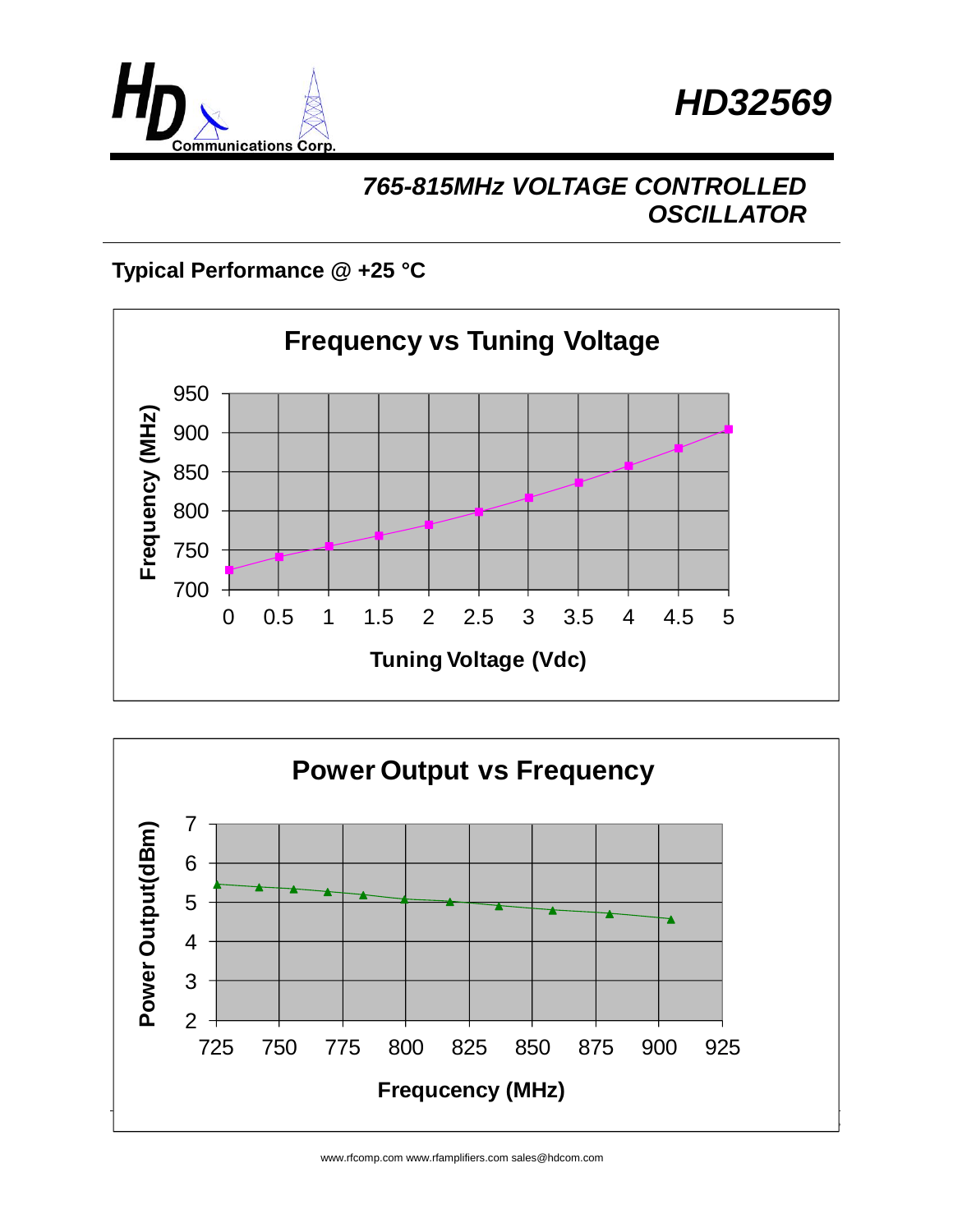# HD32569

## 765-815MHz VOLTAGE CONTROLLED OSCILLATOR

**Typical Performance @ +25 °C**

**Frequency vs Tuning Voltage**

Frequency (MHz) vs Tuning Voltage (Vdc)

**Power Output vs Frequency**

Power Output(dBm) vs Frequcency (MHz)

www.rfcomp.com www.rfamplifiers.com sales@hdcom.com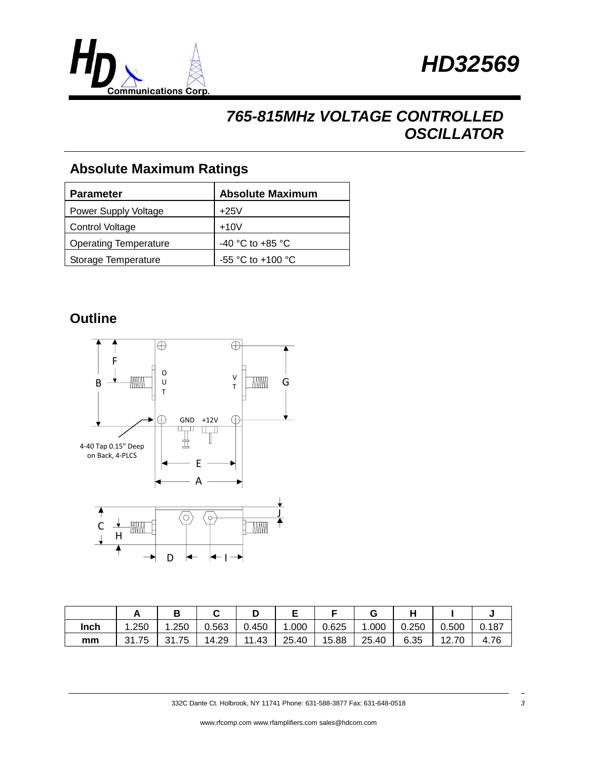# HD32569

## 765-815MHz VOLTAGE CONTROLLED OSCILLATOR

## Absolute Maximum Ratings

| Parameter | Absolute Maximum |
|---|---|
| Power Supply Voltage | +25V |
| Control Voltage | +10V |
| Operating Temperature | -40 °C to +85 °C |
| Storage Temperature | -55 °C to +100 °C |

## Outline

F
B
OUT
VT
G
GND
+12V
4-40 Tap 0.15" Deep on Back, 4-PLCS
E
A
C
H
D
I
J

| | A | B | C | D | E | F | G | H | I | J |
|---|---|---|---|---|---|---|---|---|---|---|
| Inch | 1.250 | 1.250 | 0.563 | 0.450 | 1.000 | 0.625 | 1.000 | 0.250 | 0.500 | 0.187 |
| mm | 31.75 | 31.75 | 14.29 | 11.43 | 25.40 | 15.88 | 25.40 | 6.35 | 12.70 | 4.76 |

332C Dante Ct. Holbrook, NY 11741 Phone: 631-588-3877 Fax: 631-648-0518

www.rfcomp.com www.rfamplifiers.com sales@hdcom.com